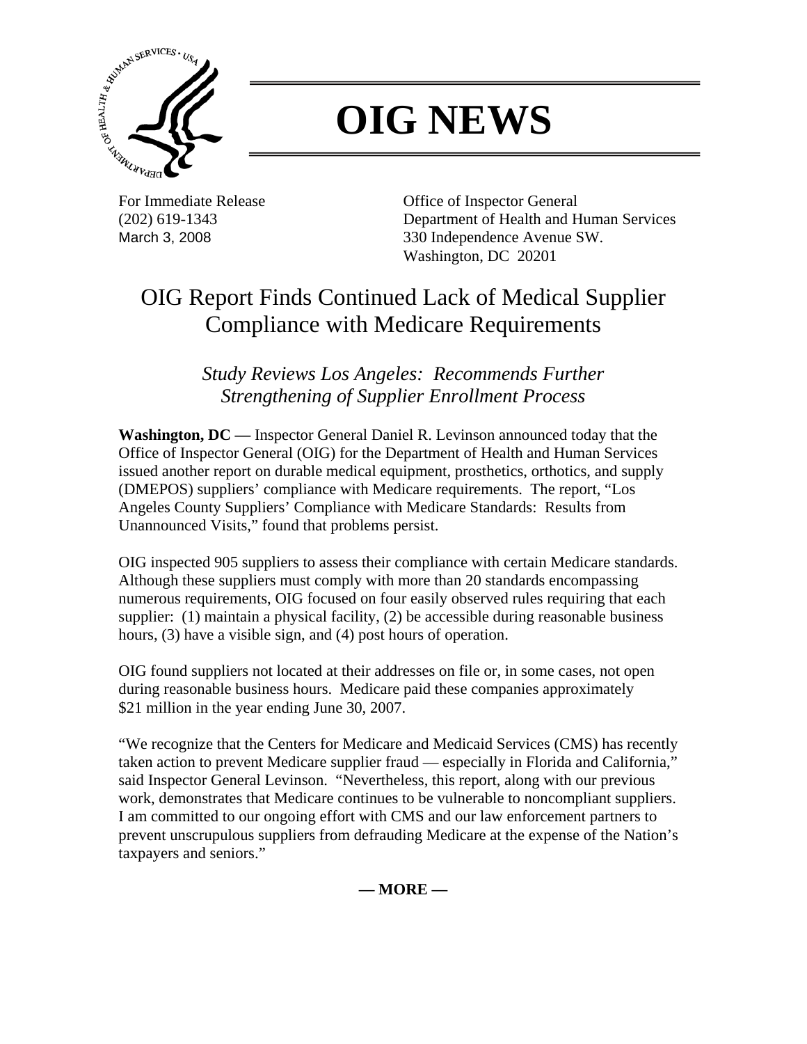# OIG NEWS

For Immediate Release
(202) 619-1343
March 3, 2008

Office of Inspector General
Department of Health and Human Services
330 Independence Avenue SW.
Washington, DC 20201

## OIG Report Finds Continued Lack of Medical Supplier Compliance with Medicare Requirements

### *Study Reviews Los Angeles: Recommends Further Strengthening of Supplier Enrollment Process*

**Washington, DC —** Inspector General Daniel R. Levinson announced today that the Office of Inspector General (OIG) for the Department of Health and Human Services issued another report on durable medical equipment, prosthetics, orthotics, and supply (DMEPOS) suppliers' compliance with Medicare requirements. The report, "Los Angeles County Suppliers' Compliance with Medicare Standards: Results from Unannounced Visits," found that problems persist.

OIG inspected 905 suppliers to assess their compliance with certain Medicare standards. Although these suppliers must comply with more than 20 standards encompassing numerous requirements, OIG focused on four easily observed rules requiring that each supplier: (1) maintain a physical facility, (2) be accessible during reasonable business hours, (3) have a visible sign, and (4) post hours of operation.

OIG found suppliers not located at their addresses on file or, in some cases, not open during reasonable business hours. Medicare paid these companies approximately $21 million in the year ending June 30, 2007.

"We recognize that the Centers for Medicare and Medicaid Services (CMS) has recently taken action to prevent Medicare supplier fraud — especially in Florida and California," said Inspector General Levinson. "Nevertheless, this report, along with our previous work, demonstrates that Medicare continues to be vulnerable to noncompliant suppliers. I am committed to our ongoing effort with CMS and our law enforcement partners to prevent unscrupulous suppliers from defrauding Medicare at the expense of the Nation's taxpayers and seniors."

**— MORE —**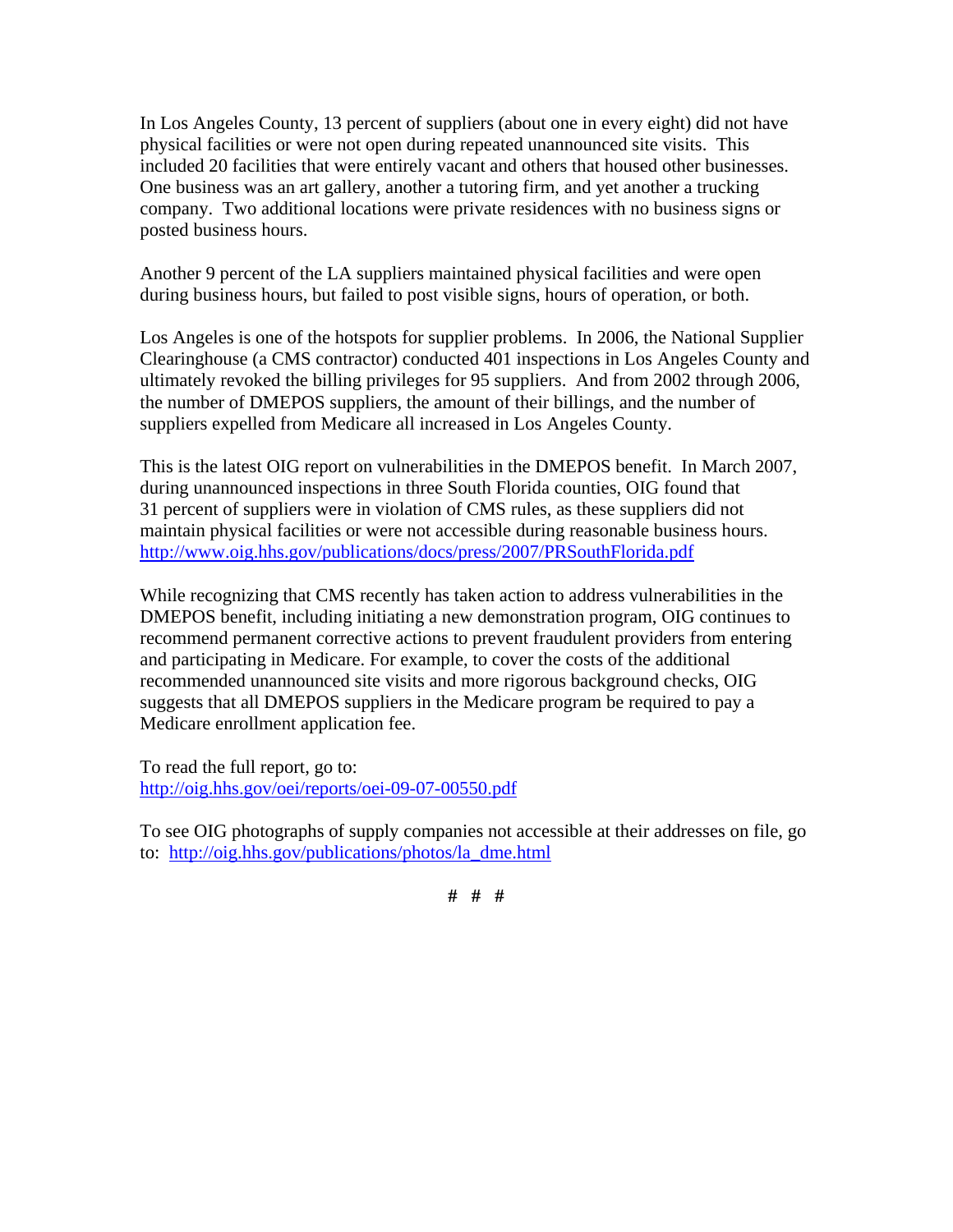In Los Angeles County, 13 percent of suppliers (about one in every eight) did not have physical facilities or were not open during repeated unannounced site visits. This included 20 facilities that were entirely vacant and others that housed other businesses. One business was an art gallery, another a tutoring firm, and yet another a trucking company. Two additional locations were private residences with no business signs or posted business hours.

Another 9 percent of the LA suppliers maintained physical facilities and were open during business hours, but failed to post visible signs, hours of operation, or both.

Los Angeles is one of the hotspots for supplier problems. In 2006, the National Supplier Clearinghouse (a CMS contractor) conducted 401 inspections in Los Angeles County and ultimately revoked the billing privileges for 95 suppliers. And from 2002 through 2006, the number of DMEPOS suppliers, the amount of their billings, and the number of suppliers expelled from Medicare all increased in Los Angeles County.

This is the latest OIG report on vulnerabilities in the DMEPOS benefit. In March 2007, during unannounced inspections in three South Florida counties, OIG found that 31 percent of suppliers were in violation of CMS rules, as these suppliers did not maintain physical facilities or were not accessible during reasonable business hours. http://www.oig.hhs.gov/publications/docs/press/2007/PRSouthFlorida.pdf

While recognizing that CMS recently has taken action to address vulnerabilities in the DMEPOS benefit, including initiating a new demonstration program, OIG continues to recommend permanent corrective actions to prevent fraudulent providers from entering and participating in Medicare. For example, to cover the costs of the additional recommended unannounced site visits and more rigorous background checks, OIG suggests that all DMEPOS suppliers in the Medicare program be required to pay a Medicare enrollment application fee.

To read the full report, go to:
http://oig.hhs.gov/oei/reports/oei-09-07-00550.pdf

To see OIG photographs of supply companies not accessible at their addresses on file, go to: http://oig.hhs.gov/publications/photos/la_dme.html

# # #